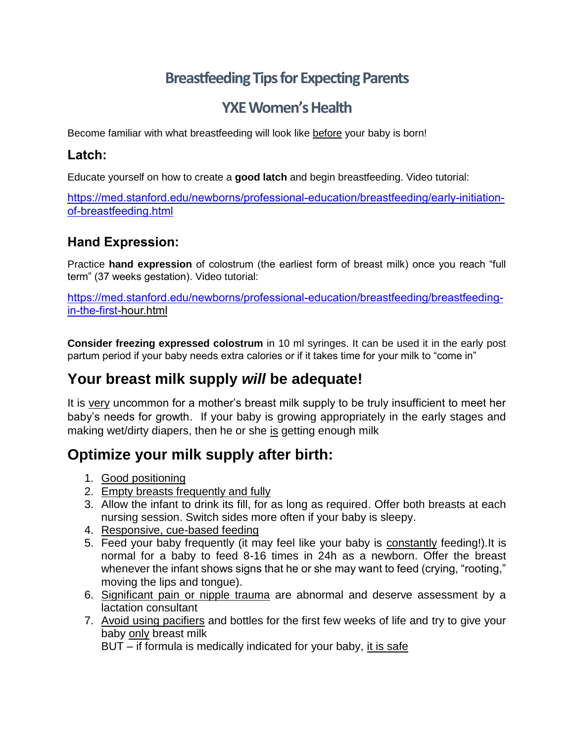# Breastfeeding Tips for Expecting Parents

# YXE Women's Health

Become familiar with what breastfeeding will look like before your baby is born!

### Latch:

Educate yourself on how to create a **good latch** and begin breastfeeding. Video tutorial:

https://med.stanford.edu/newborns/professional-education/breastfeeding/early-initiation-of-breastfeeding.html

### Hand Expression:

Practice **hand expression** of colostrum (the earliest form of breast milk) once you reach "full term" (37 weeks gestation). Video tutorial:

https://med.stanford.edu/newborns/professional-education/breastfeeding/breastfeeding-in-the-first-hour.html

**Consider freezing expressed colostrum** in 10 ml syringes. It can be used it in the early post partum period if your baby needs extra calories or if it takes time for your milk to "come in"

## Your breast milk supply *will* be adequate!

It is very uncommon for a mother's breast milk supply to be truly insufficient to meet her baby's needs for growth. If your baby is growing appropriately in the early stages and making wet/dirty diapers, then he or she is getting enough milk

## Optimize your milk supply after birth:

1. Good positioning
2. Empty breasts frequently and fully
3. Allow the infant to drink its fill, for as long as required. Offer both breasts at each nursing session. Switch sides more often if your baby is sleepy.
4. Responsive, cue-based feeding
5. Feed your baby frequently (it may feel like your baby is constantly feeding!).It is normal for a baby to feed 8-16 times in 24h as a newborn. Offer the breast whenever the infant shows signs that he or she may want to feed (crying, "rooting," moving the lips and tongue).
6. Significant pain or nipple trauma are abnormal and deserve assessment by a lactation consultant
7. Avoid using pacifiers and bottles for the first few weeks of life and try to give your baby only breast milk
   BUT – if formula is medically indicated for your baby, it is safe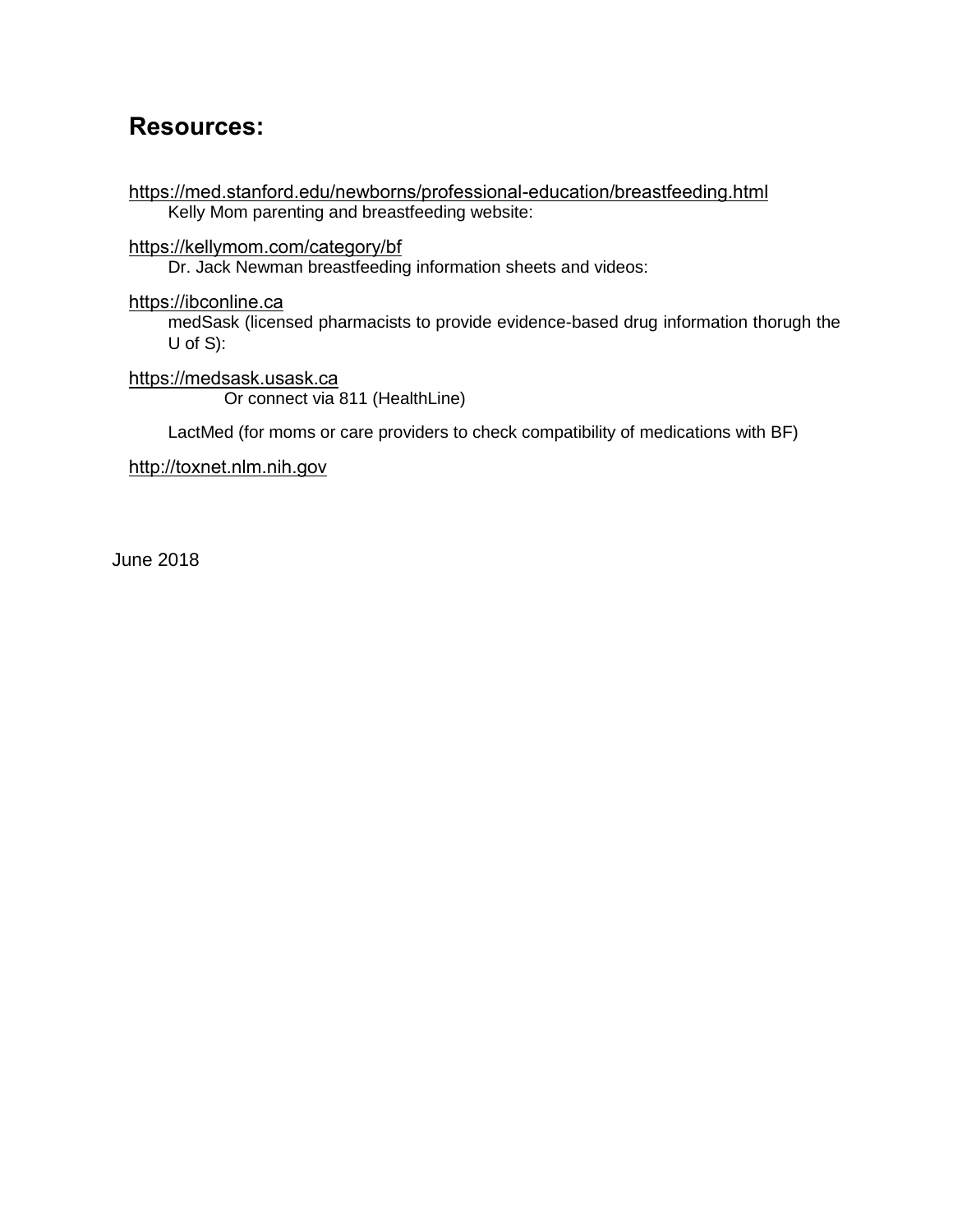## Resources:

https://med.stanford.edu/newborns/professional-education/breastfeeding.html

Kelly Mom parenting and breastfeeding website:

https://kellymom.com/category/bf

Dr. Jack Newman breastfeeding information sheets and videos:

https://ibconline.ca

medSask (licensed pharmacists to provide evidence-based drug information thorugh the U of S):

https://medsask.usask.ca

Or connect via 811 (HealthLine)

LactMed (for moms or care providers to check compatibility of medications with BF)

http://toxnet.nlm.nih.gov

June 2018